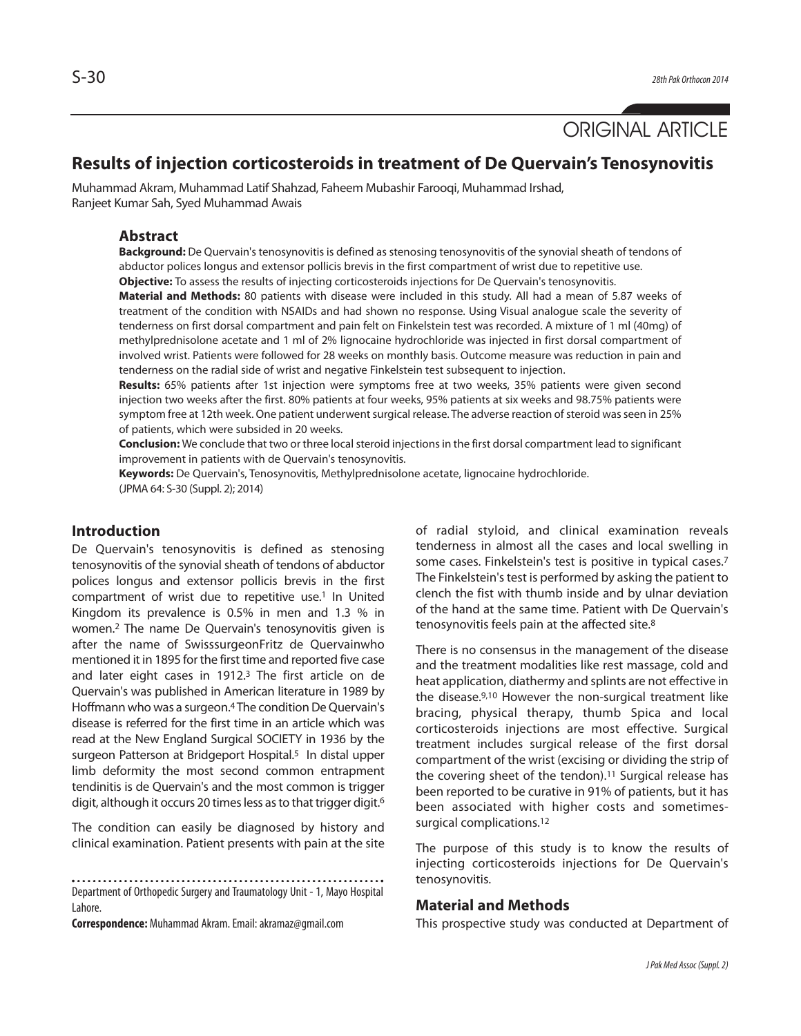ORIGINAL ARTICLE

# Results of injection corticosteroids in treatment of De Quervain's Tenosynovitis

Muhammad Akram, Muhammad Latif Shahzad, Faheem Mubashir Farooqi, Muhammad Irshad, Ranjeet Kumar Sah, Syed Muhammad Awais

## Abstract

**Background:** De Quervain's tenosynovitis is defined as stenosing tenosynovitis of the synovial sheath of tendons of abductor polices longus and extensor pollicis brevis in the first compartment of wrist due to repetitive use.

**Objective:** To assess the results of injecting corticosteroids injections for De Quervain's tenosynovitis.

**Material and Methods:** 80 patients with disease were included in this study. All had a mean of 5.87 weeks of treatment of the condition with NSAIDs and had shown no response. Using Visual analogue scale the severity of tenderness on first dorsal compartment and pain felt on Finkelstein test was recorded. A mixture of 1 ml (40mg) of methylprednisolone acetate and 1 ml of 2% lignocaine hydrochloride was injected in first dorsal compartment of involved wrist. Patients were followed for 28 weeks on monthly basis. Outcome measure was reduction in pain and tenderness on the radial side of wrist and negative Finkelstein test subsequent to injection.

**Results:** 65% patients after 1st injection were symptoms free at two weeks, 35% patients were given second injection two weeks after the first. 80% patients at four weeks, 95% patients at six weeks and 98.75% patients were symptom free at 12th week. One patient underwent surgical release. The adverse reaction of steroid was seen in 25% of patients, which were subsided in 20 weeks.

**Conclusion:** We conclude that two or three local steroid injections in the first dorsal compartment lead to significant improvement in patients with de Quervain's tenosynovitis.

**Keywords:** De Quervain's, Tenosynovitis, Methylprednisolone acetate, lignocaine hydrochloride.

(JPMA 64: S-30 (Suppl. 2); 2014)

## Introduction

De Quervain's tenosynovitis is defined as stenosing tenosynovitis of the synovial sheath of tendons of abductor polices longus and extensor pollicis brevis in the first compartment of wrist due to repetitive use.[1] In United Kingdom its prevalence is 0.5% in men and 1.3 % in women.[2] The name De Quervain's tenosynovitis given is after the name of SwisssurgeonFritz de Quervainwho mentioned it in 1895 for the first time and reported five case and later eight cases in 1912.[3] The first article on de Quervain's was published in American literature in 1989 by Hoffmann who was a surgeon.[4] The condition De Quervain's disease is referred for the first time in an article which was read at the New England Surgical SOCIETY in 1936 by the surgeon Patterson at Bridgeport Hospital.[5] In distal upper limb deformity the most second common entrapment tendinitis is de Quervain's and the most common is trigger digit, although it occurs 20 times less as to that trigger digit.[6]

The condition can easily be diagnosed by history and clinical examination. Patient presents with pain at the site of radial styloid, and clinical examination reveals tenderness in almost all the cases and local swelling in some cases. Finkelstein's test is positive in typical cases.[7] The Finkelstein's test is performed by asking the patient to clench the fist with thumb inside and by ulnar deviation of the hand at the same time. Patient with De Quervain's tenosynovitis feels pain at the affected site.[8]

There is no consensus in the management of the disease and the treatment modalities like rest massage, cold and heat application, diathermy and splints are not effective in the disease.[9,10] However the non-surgical treatment like bracing, physical therapy, thumb Spica and local corticosteroids injections are most effective. Surgical treatment includes surgical release of the first dorsal compartment of the wrist (excising or dividing the strip of the covering sheet of the tendon).[11] Surgical release has been reported to be curative in 91% of patients, but it has been associated with higher costs and sometimes-surgical complications.[12]

The purpose of this study is to know the results of injecting corticosteroids injections for De Quervain's tenosynovitis.

## Material and Methods

This prospective study was conducted at Department of

Department of Orthopedic Surgery and Traumatology Unit - 1, Mayo Hospital Lahore.

**Correspondence:** Muhammad Akram. Email: akramaz@gmail.com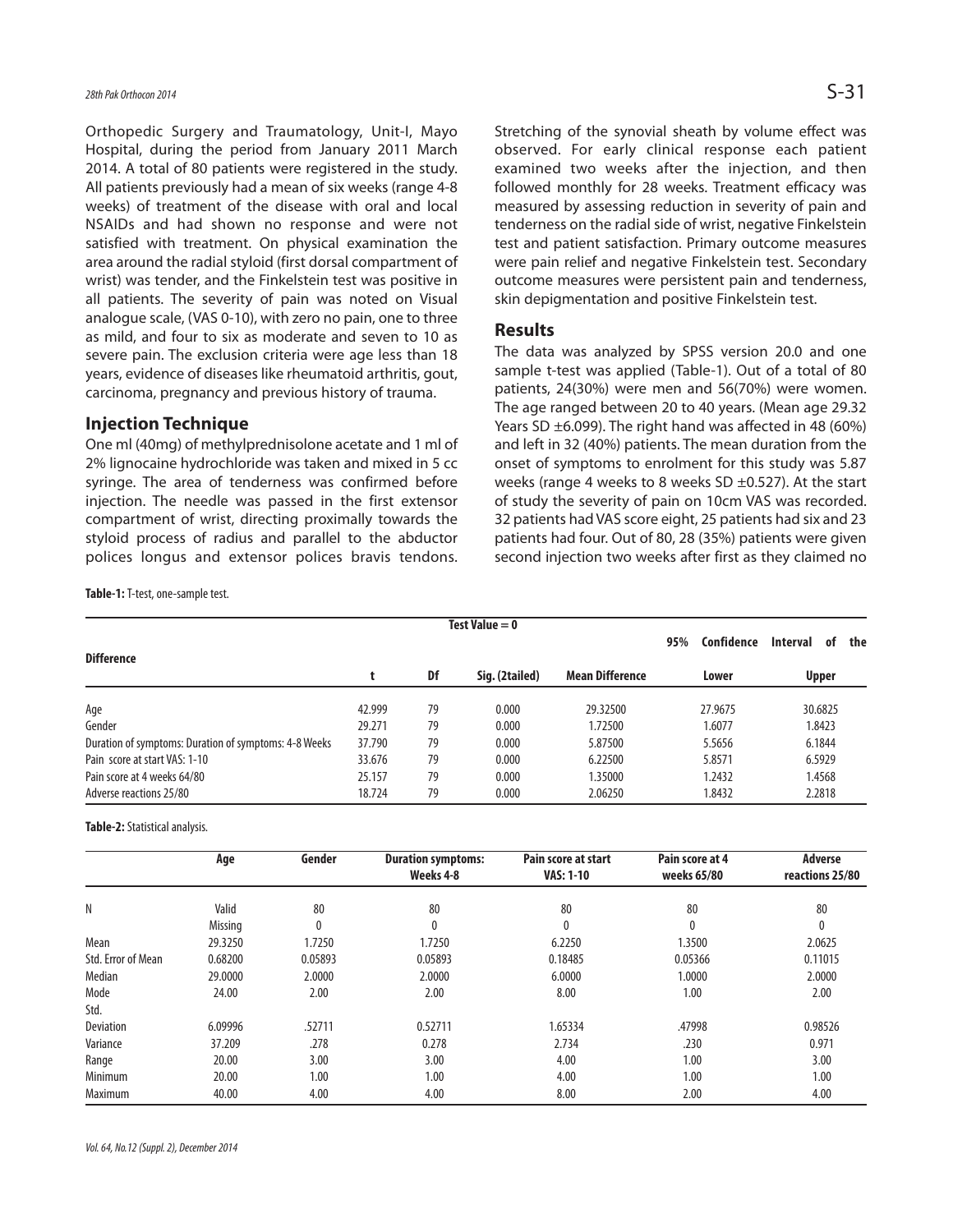Orthopedic Surgery and Traumatology, Unit-I, Mayo Hospital, during the period from January 2011 March 2014. A total of 80 patients were registered in the study. All patients previously had a mean of six weeks (range 4-8 weeks) of treatment of the disease with oral and local NSAIDs and had shown no response and were not satisfied with treatment. On physical examination the area around the radial styloid (first dorsal compartment of wrist) was tender, and the Finkelstein test was positive in all patients. The severity of pain was noted on Visual analogue scale, (VAS 0-10), with zero no pain, one to three as mild, and four to six as moderate and seven to 10 as severe pain. The exclusion criteria were age less than 18 years, evidence of diseases like rheumatoid arthritis, gout, carcinoma, pregnancy and previous history of trauma.

## Injection Technique

One ml (40mg) of methylprednisolone acetate and 1 ml of 2% lignocaine hydrochloride was taken and mixed in 5 cc syringe. The area of tenderness was confirmed before injection. The needle was passed in the first extensor compartment of wrist, directing proximally towards the styloid process of radius and parallel to the abductor polices longus and extensor polices bravis tendons. Stretching of the synovial sheath by volume effect was observed. For early clinical response each patient examined two weeks after the injection, and then followed monthly for 28 weeks. Treatment efficacy was measured by assessing reduction in severity of pain and tenderness on the radial side of wrist, negative Finkelstein test and patient satisfaction. Primary outcome measures were pain relief and negative Finkelstein test. Secondary outcome measures were persistent pain and tenderness, skin depigmentation and positive Finkelstein test.

## Results

The data was analyzed by SPSS version 20.0 and one sample t-test was applied (Table-1). Out of a total of 80 patients, 24(30%) were men and 56(70%) were women. The age ranged between 20 to 40 years. (Mean age 29.32 Years SD ±6.099). The right hand was affected in 48 (60%) and left in 32 (40%) patients. The mean duration from the onset of symptoms to enrolment for this study was 5.87 weeks (range 4 weeks to 8 weeks SD ±0.527). At the start of study the severity of pain on 10cm VAS was recorded. 32 patients had VAS score eight, 25 patients had six and 23 patients had four. Out of 80, 28 (35%) patients were given second injection two weeks after first as they claimed no

**Table-1:** T-test, one-sample test.

| | Test Value = 0 | | | | | |
|---|---|---|---|---|---|---|
| | | | | | 95% Confidence Interval of the Difference | |
| | t | Df | Sig. (2tailed) | Mean Difference | Lower | Upper |
| Age | 42.999 | 79 | 0.000 | 29.32500 | 27.9675 | 30.6825 |
| Gender | 29.271 | 79 | 0.000 | 1.72500 | 1.6077 | 1.8423 |
| Duration of symptoms: Duration of symptoms: 4-8 Weeks | 37.790 | 79 | 0.000 | 5.87500 | 5.5656 | 6.1844 |
| Pain score at start VAS: 1-10 | 33.676 | 79 | 0.000 | 6.22500 | 5.8571 | 6.5929 |
| Pain score at 4 weeks 64/80 | 25.157 | 79 | 0.000 | 1.35000 | 1.2432 | 1.4568 |
| Adverse reactions 25/80 | 18.724 | 79 | 0.000 | 2.06250 | 1.8432 | 2.2818 |

**Table-2:** Statistical analysis.

| | Age | Gender | Duration symptoms: Weeks 4-8 | Pain score at start VAS: 1-10 | Pain score at 4 weeks 65/80 | Adverse reactions 25/80 |
|---|---|---|---|---|---|---|
| N | Valid | 80 | 80 | 80 | 80 | 80 |
| | Missing | 0 | 0 | 0 | 0 | 0 |
| Mean | 29.3250 | 1.7250 | 1.7250 | 6.2250 | 1.3500 | 2.0625 |
| Std. Error of Mean | 0.68200 | 0.05893 | 0.05893 | 0.18485 | 0.05366 | 0.11015 |
| Median | 29.0000 | 2.0000 | 2.0000 | 6.0000 | 1.0000 | 2.0000 |
| Mode | 24.00 | 2.00 | 2.00 | 8.00 | 1.00 | 2.00 |
| Std. Deviation | 6.09996 | .52711 | 0.52711 | 1.65334 | .47998 | 0.98526 |
| Variance | 37.209 | .278 | 0.278 | 2.734 | .230 | 0.971 |
| Range | 20.00 | 3.00 | 3.00 | 4.00 | 1.00 | 3.00 |
| Minimum | 20.00 | 1.00 | 1.00 | 4.00 | 1.00 | 1.00 |
| Maximum | 40.00 | 4.00 | 4.00 | 8.00 | 2.00 | 4.00 |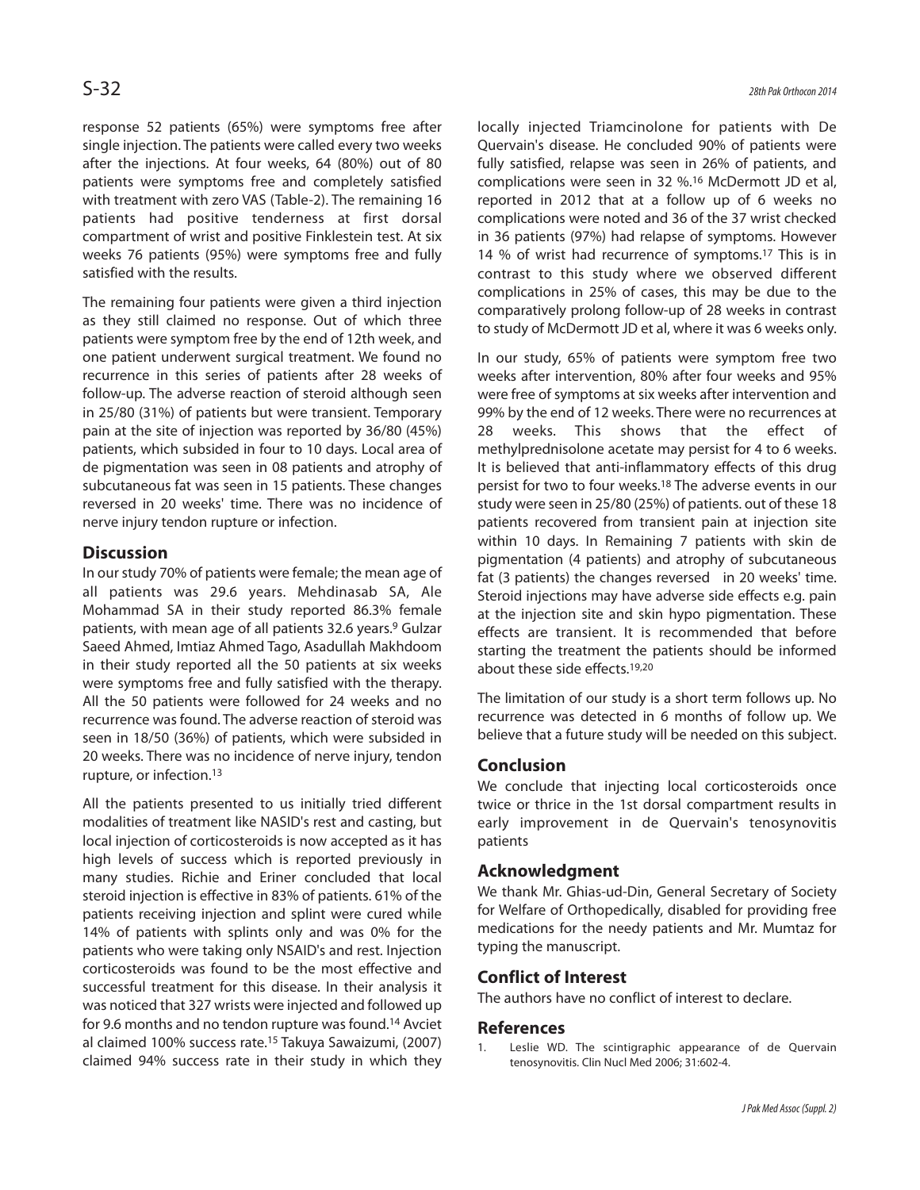response 52 patients (65%) were symptoms free after single injection. The patients were called every two weeks after the injections. At four weeks, 64 (80%) out of 80 patients were symptoms free and completely satisfied with treatment with zero VAS (Table-2). The remaining 16 patients had positive tenderness at first dorsal compartment of wrist and positive Finklestein test. At six weeks 76 patients (95%) were symptoms free and fully satisfied with the results.

The remaining four patients were given a third injection as they still claimed no response. Out of which three patients were symptom free by the end of 12th week, and one patient underwent surgical treatment. We found no recurrence in this series of patients after 28 weeks of follow-up. The adverse reaction of steroid although seen in 25/80 (31%) of patients but were transient. Temporary pain at the site of injection was reported by 36/80 (45%) patients, which subsided in four to 10 days. Local area of de pigmentation was seen in 08 patients and atrophy of subcutaneous fat was seen in 15 patients. These changes reversed in 20 weeks' time. There was no incidence of nerve injury tendon rupture or infection.

## Discussion

In our study 70% of patients were female; the mean age of all patients was 29.6 years. Mehdinasab SA, Ale Mohammad SA in their study reported 86.3% female patients, with mean age of all patients 32.6 years.[9] Gulzar Saeed Ahmed, Imtiaz Ahmed Tago, Asadullah Makhdoom in their study reported all the 50 patients at six weeks were symptoms free and fully satisfied with the therapy. All the 50 patients were followed for 24 weeks and no recurrence was found. The adverse reaction of steroid was seen in 18/50 (36%) of patients, which were subsided in 20 weeks. There was no incidence of nerve injury, tendon rupture, or infection.[13]

All the patients presented to us initially tried different modalities of treatment like NASID's rest and casting, but local injection of corticosteroids is now accepted as it has high levels of success which is reported previously in many studies. Richie and Eriner concluded that local steroid injection is effective in 83% of patients. 61% of the patients receiving injection and splint were cured while 14% of patients with splints only and was 0% for the patients who were taking only NSAID's and rest. Injection corticosteroids was found to be the most effective and successful treatment for this disease. In their analysis it was noticed that 327 wrists were injected and followed up for 9.6 months and no tendon rupture was found.[14] Avciet al claimed 100% success rate.[15] Takuya Sawaizumi, (2007) claimed 94% success rate in their study in which they locally injected Triamcinolone for patients with De Quervain's disease. He concluded 90% of patients were fully satisfied, relapse was seen in 26% of patients, and complications were seen in 32 %.[16] McDermott JD et al, reported in 2012 that at a follow up of 6 weeks no complications were noted and 36 of the 37 wrist checked in 36 patients (97%) had relapse of symptoms. However 14 % of wrist had recurrence of symptoms.[17] This is in contrast to this study where we observed different complications in 25% of cases, this may be due to the comparatively prolong follow-up of 28 weeks in contrast to study of McDermott JD et al, where it was 6 weeks only.

In our study, 65% of patients were symptom free two weeks after intervention, 80% after four weeks and 95% were free of symptoms at six weeks after intervention and 99% by the end of 12 weeks. There were no recurrences at 28 weeks. This shows that the effect of methylprednisolone acetate may persist for 4 to 6 weeks. It is believed that anti-inflammatory effects of this drug persist for two to four weeks.[18] The adverse events in our study were seen in 25/80 (25%) of patients. out of these 18 patients recovered from transient pain at injection site within 10 days. In Remaining 7 patients with skin de pigmentation (4 patients) and atrophy of subcutaneous fat (3 patients) the changes reversed in 20 weeks' time. Steroid injections may have adverse side effects e.g. pain at the injection site and skin hypo pigmentation. These effects are transient. It is recommended that before starting the treatment the patients should be informed about these side effects.[19,20]

The limitation of our study is a short term follows up. No recurrence was detected in 6 months of follow up. We believe that a future study will be needed on this subject.

## Conclusion

We conclude that injecting local corticosteroids once twice or thrice in the 1st dorsal compartment results in early improvement in de Quervain's tenosynovitis patients

## Acknowledgment

We thank Mr. Ghias-ud-Din, General Secretary of Society for Welfare of Orthopedically, disabled for providing free medications for the needy patients and Mr. Mumtaz for typing the manuscript.

## Conflict of Interest

The authors have no conflict of interest to declare.

## References

1. Leslie WD. The scintigraphic appearance of de Quervain tenosynovitis. Clin Nucl Med 2006; 31:602-4.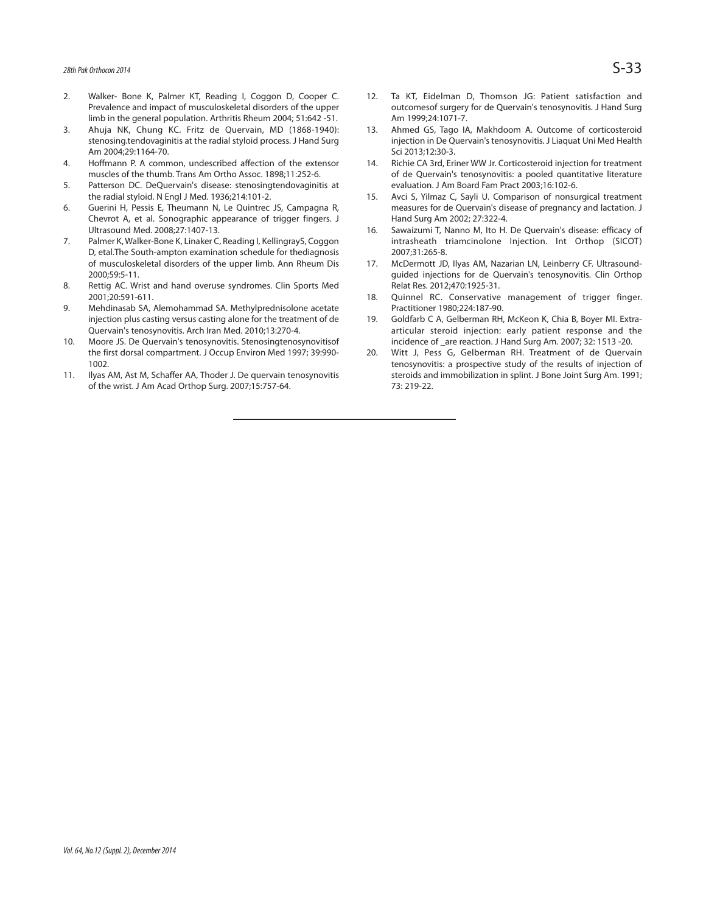2. Walker- Bone K, Palmer KT, Reading I, Coggon D, Cooper C. Prevalence and impact of musculoskeletal disorders of the upper limb in the general population. Arthritis Rheum 2004; 51:642 -51.
3. Ahuja NK, Chung KC. Fritz de Quervain, MD (1868-1940): stenosing.tendovaginitis at the radial styloid process. J Hand Surg Am 2004;29:1164-70.
4. Hoffmann P. A common, undescribed affection of the extensor muscles of the thumb. Trans Am Ortho Assoc. 1898;11:252-6.
5. Patterson DC. DeQuervain's disease: stenosingtendovaginitis at the radial styloid. N Engl J Med. 1936;214:101-2.
6. Guerini H, Pessis E, Theumann N, Le Quintrec JS, Campagna R, Chevrot A, et al. Sonographic appearance of trigger fingers. J Ultrasound Med. 2008;27:1407-13.
7. Palmer K, Walker-Bone K, Linaker C, Reading I, KellingrayS, Coggon D, etal.The South-ampton examination schedule for thediagnosis of musculoskeletal disorders of the upper limb. Ann Rheum Dis 2000;59:5-11.
8. Rettig AC. Wrist and hand overuse syndromes. Clin Sports Med 2001;20:591-611.
9. Mehdinasab SA, Alemohammad SA. Methylprednisolone acetate injection plus casting versus casting alone for the treatment of de Quervain's tenosynovitis. Arch Iran Med. 2010;13:270-4.
10. Moore JS. De Quervain's tenosynovitis. Stenosingtenosynovitisof the first dorsal compartment. J Occup Environ Med 1997; 39:990-1002.
11. Ilyas AM, Ast M, Schaffer AA, Thoder J. De quervain tenosynovitis of the wrist. J Am Acad Orthop Surg. 2007;15:757-64.
12. Ta KT, Eidelman D, Thomson JG: Patient satisfaction and outcomesof surgery for de Quervain's tenosynovitis. J Hand Surg Am 1999;24:1071-7.
13. Ahmed GS, Tago IA, Makhdoom A. Outcome of corticosteroid injection in De Quervain's tenosynovitis. J Liaquat Uni Med Health Sci 2013;12:30-3.
14. Richie CA 3rd, Eriner WW Jr. Corticosteroid injection for treatment of de Quervain's tenosynovitis: a pooled quantitative literature evaluation. J Am Board Fam Pract 2003;16:102-6.
15. Avci S, Yilmaz C, Sayli U. Comparison of nonsurgical treatment measures for de Quervain's disease of pregnancy and lactation. J Hand Surg Am 2002; 27:322-4.
16. Sawaizumi T, Nanno M, Ito H. De Quervain's disease: efficacy of intrasheath triamcinolone Injection. Int Orthop (SICOT) 2007;31:265-8.
17. McDermott JD, Ilyas AM, Nazarian LN, Leinberry CF. Ultrasound-guided injections for de Quervain's tenosynovitis. Clin Orthop Relat Res. 2012;470:1925-31.
18. Quinnel RC. Conservative management of trigger finger. Practitioner 1980;224:187-90.
19. Goldfarb C A, Gelberman RH, McKeon K, Chia B, Boyer MI. Extra-articular steroid injection: early patient response and the incidence of _are reaction. J Hand Surg Am. 2007; 32: 1513 -20.
20. Witt J, Pess G, Gelberman RH. Treatment of de Quervain tenosynovitis: a prospective study of the results of injection of steroids and immobilization in splint. J Bone Joint Surg Am. 1991; 73: 219-22.